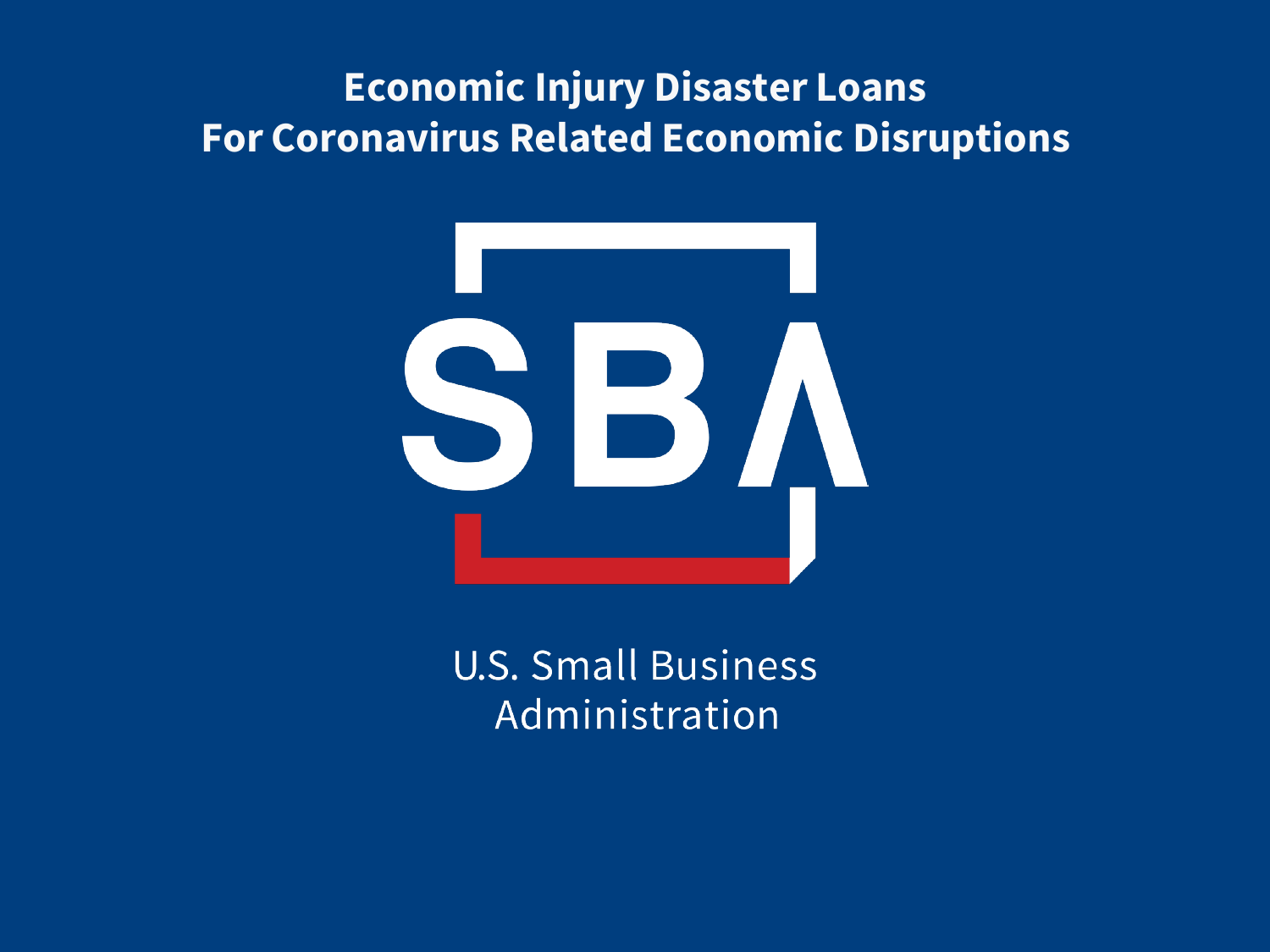# Economic Injury Disaster Loans For Coronavirus Related Economic Disruptions

SBA

U.S. Small Business Administration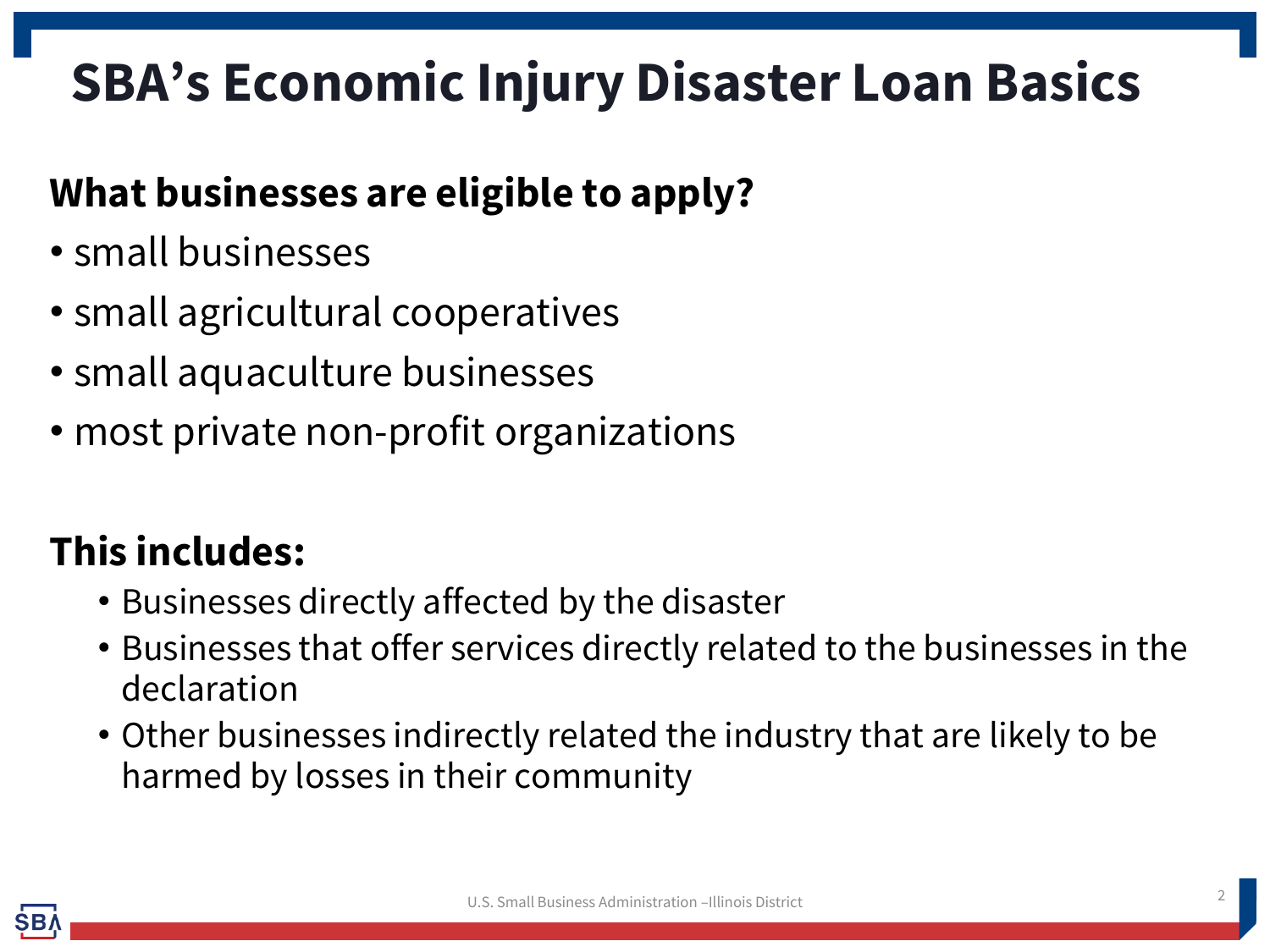# SBA's Economic Injury Disaster Loan Basics

**What businesses are eligible to apply?**

- small businesses
- small agricultural cooperatives
- small aquaculture businesses
- most private non-profit organizations

**This includes:**

- Businesses directly affected by the disaster
- Businesses that offer services directly related to the businesses in the declaration
- Other businesses indirectly related the industry that are likely to be harmed by losses in their community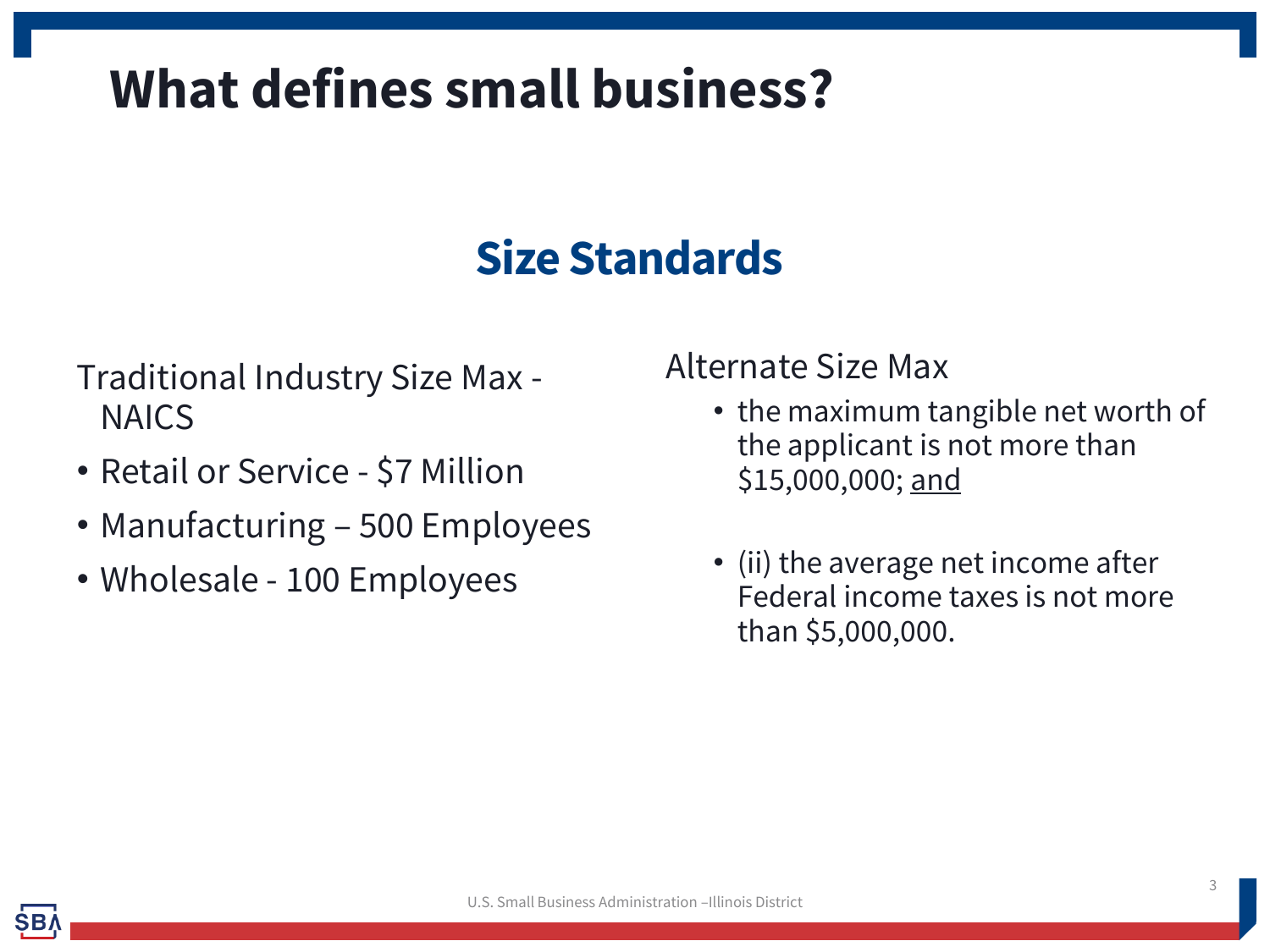# What defines small business?

## Size Standards

Traditional Industry Size Max - NAICS

- Retail or Service - $7 Million
- Manufacturing – 500 Employees
- Wholesale - 100 Employees

Alternate Size Max

- the maximum tangible net worth of the applicant is not more than $15,000,000; <u>and</u>
- (ii) the average net income after Federal income taxes is not more than $5,000,000.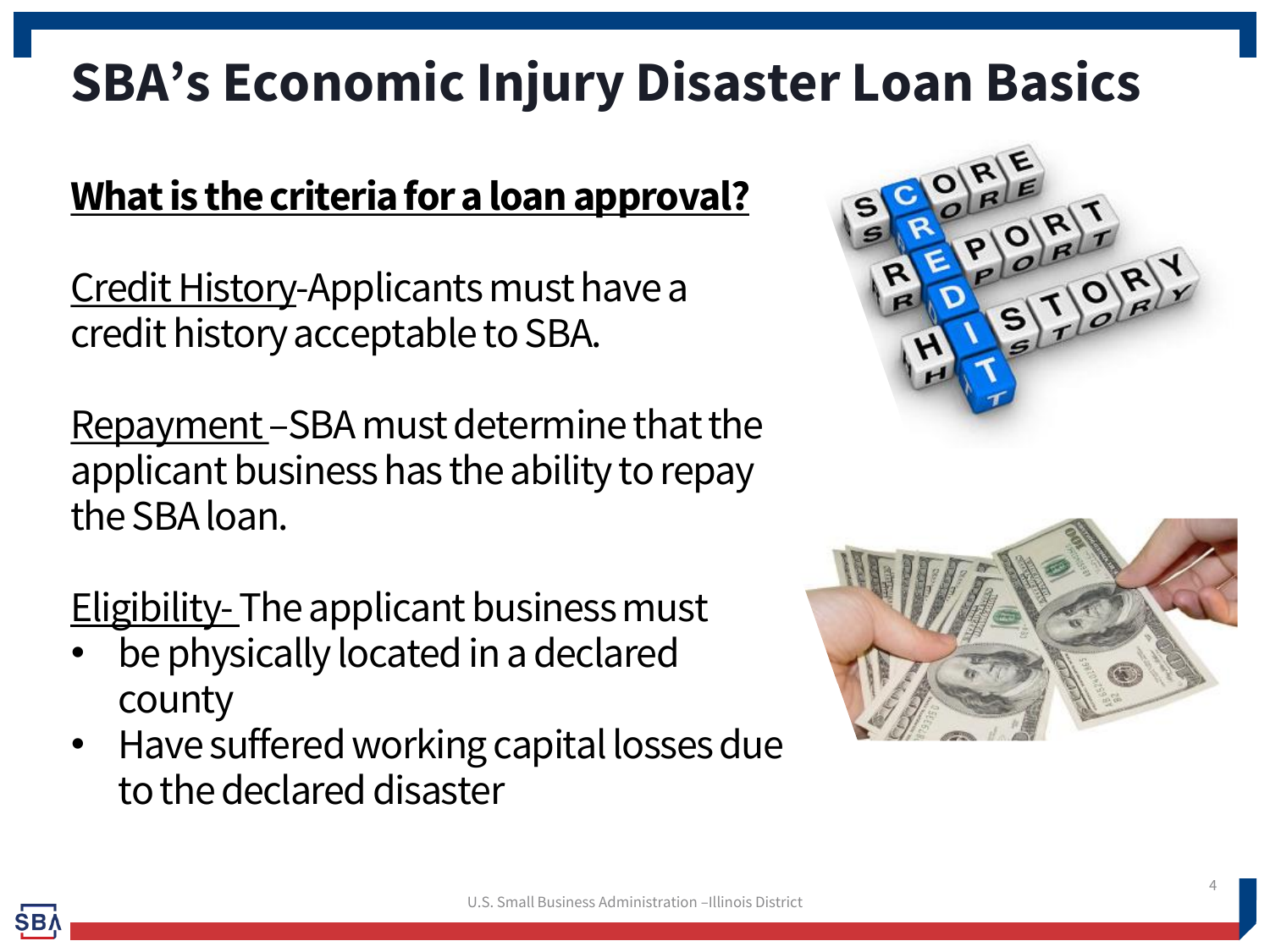# SBA's Economic Injury Disaster Loan Basics

**What is the criteria for a loan approval?**

Credit History-Applicants must have a credit history acceptable to SBA.

Repayment –SBA must determine that the applicant business has the ability to repay the SBA loan.

Eligibility- The applicant business must

- be physically located in a declared county
- Have suffered working capital losses due to the declared disaster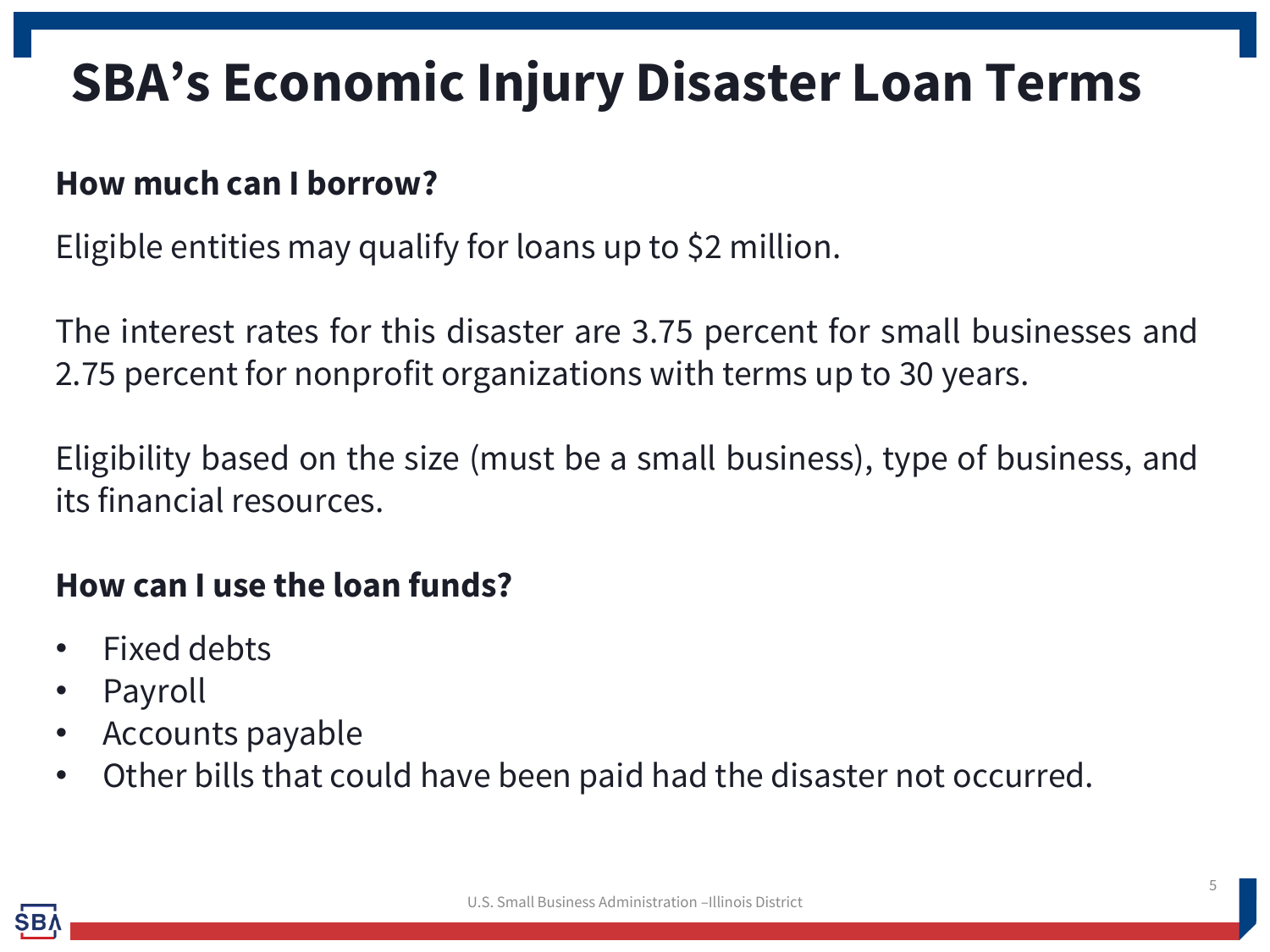# SBA's Economic Injury Disaster Loan Terms

**How much can I borrow?**

Eligible entities may qualify for loans up to $2 million.

The interest rates for this disaster are 3.75 percent for small businesses and 2.75 percent for nonprofit organizations with terms up to 30 years.

Eligibility based on the size (must be a small business), type of business, and its financial resources.

**How can I use the loan funds?**

- Fixed debts
- Payroll
- Accounts payable
- Other bills that could have been paid had the disaster not occurred.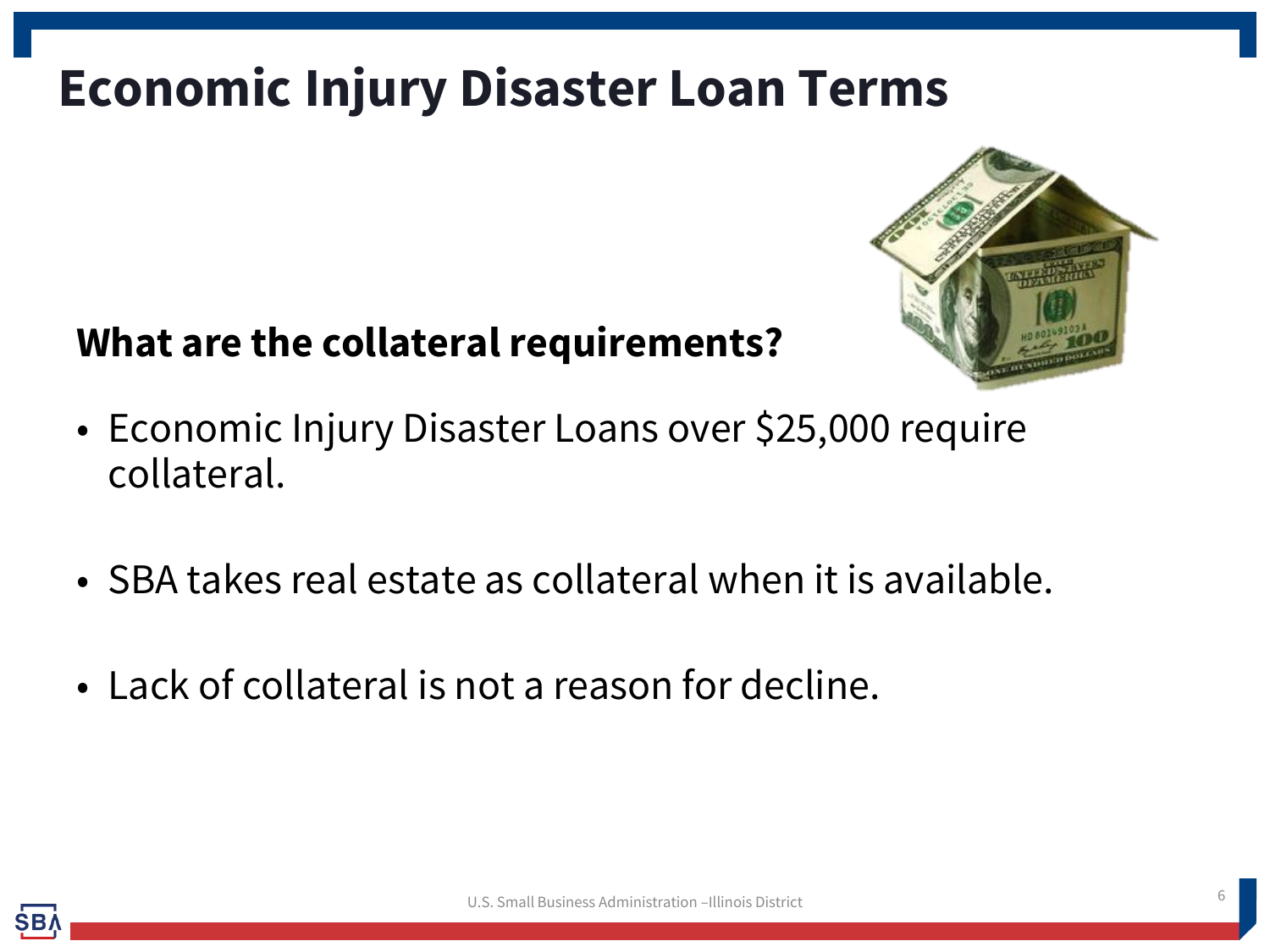# Economic Injury Disaster Loan Terms

**What are the collateral requirements?**

- Economic Injury Disaster Loans over $25,000 require collateral.
- SBA takes real estate as collateral when it is available.
- Lack of collateral is not a reason for decline.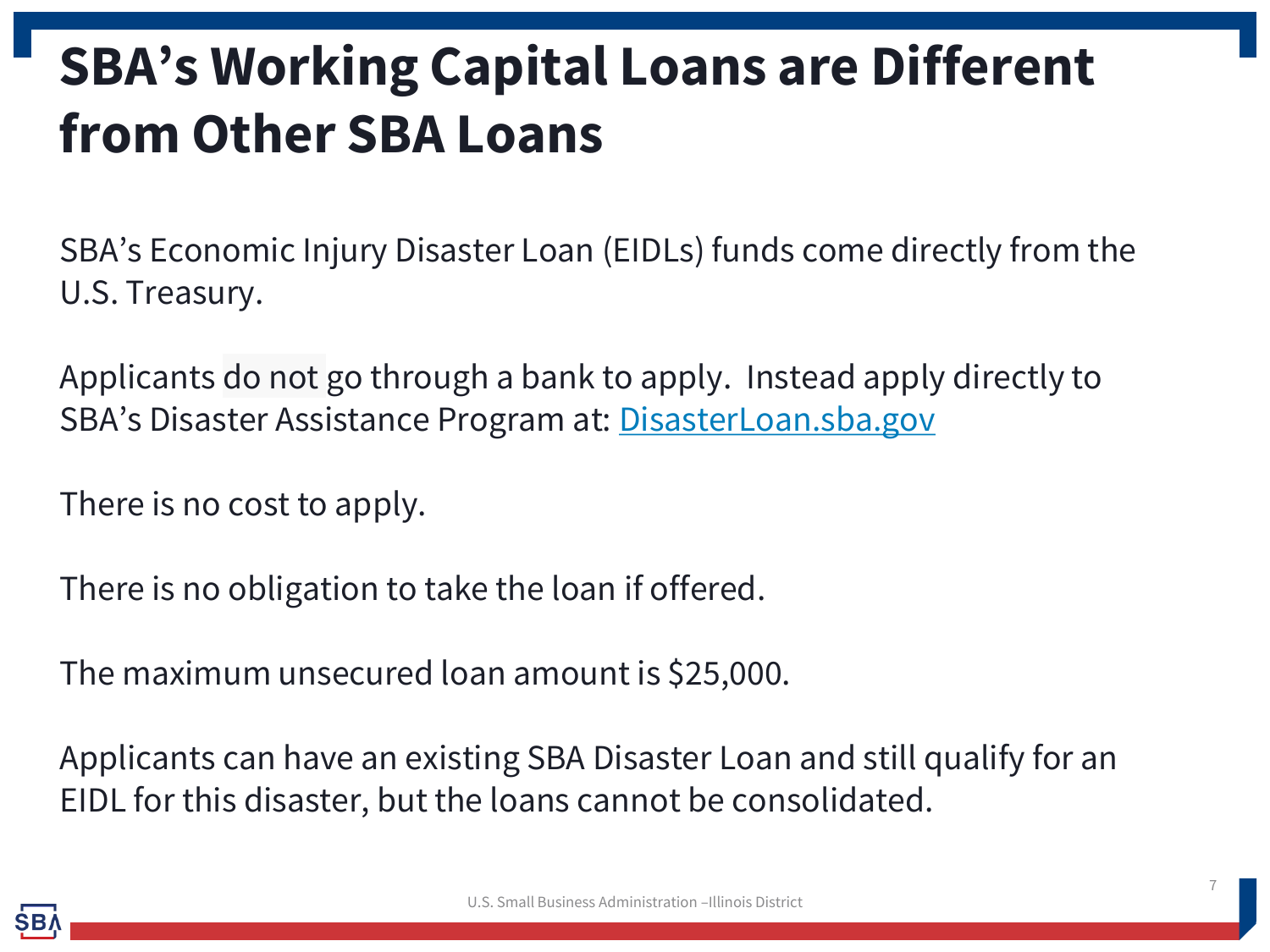# SBA's Working Capital Loans are Different from Other SBA Loans

SBA's Economic Injury Disaster Loan (EIDLs) funds come directly from the U.S. Treasury.

Applicants do not go through a bank to apply. Instead apply directly to SBA's Disaster Assistance Program at: [DisasterLoan.sba.gov](https://DisasterLoan.sba.gov)

There is no cost to apply.

There is no obligation to take the loan if offered.

The maximum unsecured loan amount is $25,000.

Applicants can have an existing SBA Disaster Loan and still qualify for an EIDL for this disaster, but the loans cannot be consolidated.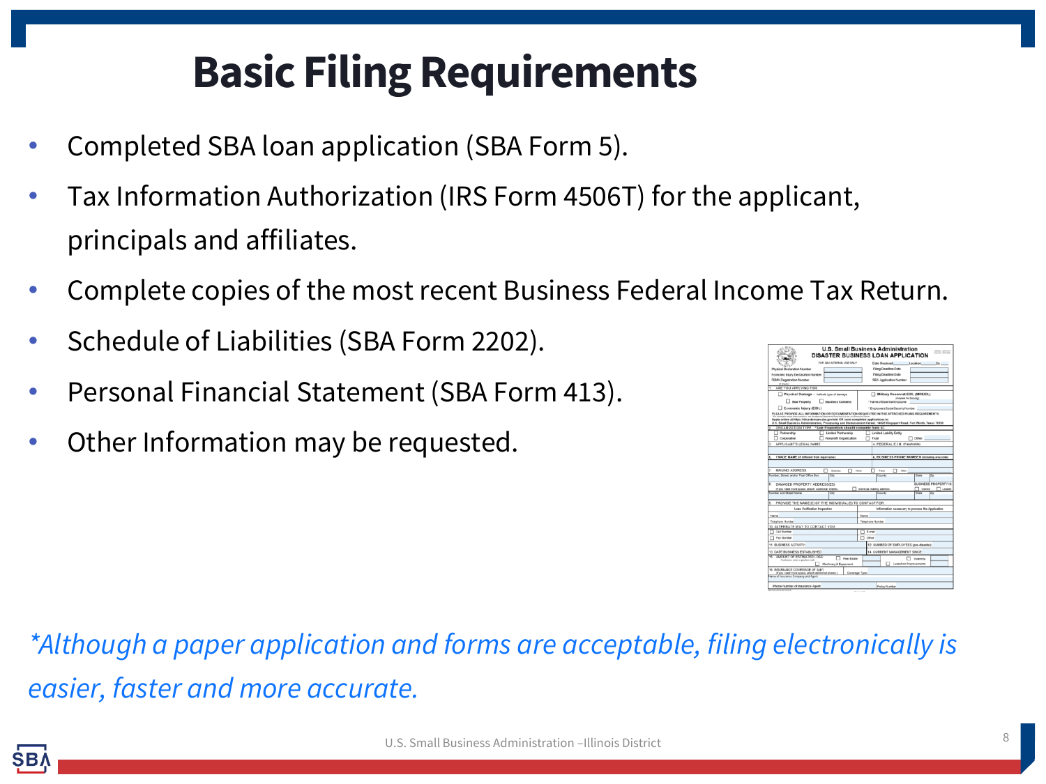# Basic Filing Requirements

- Completed SBA loan application (SBA Form 5).
- Tax Information Authorization (IRS Form 4506T) for the applicant, principals and affiliates.
- Complete copies of the most recent Business Federal Income Tax Return.
- Schedule of Liabilities (SBA Form 2202).
- Personal Financial Statement (SBA Form 413).
- Other Information may be requested.

*\*Although a paper application and forms are acceptable, filing electronically is easier, faster and more accurate.*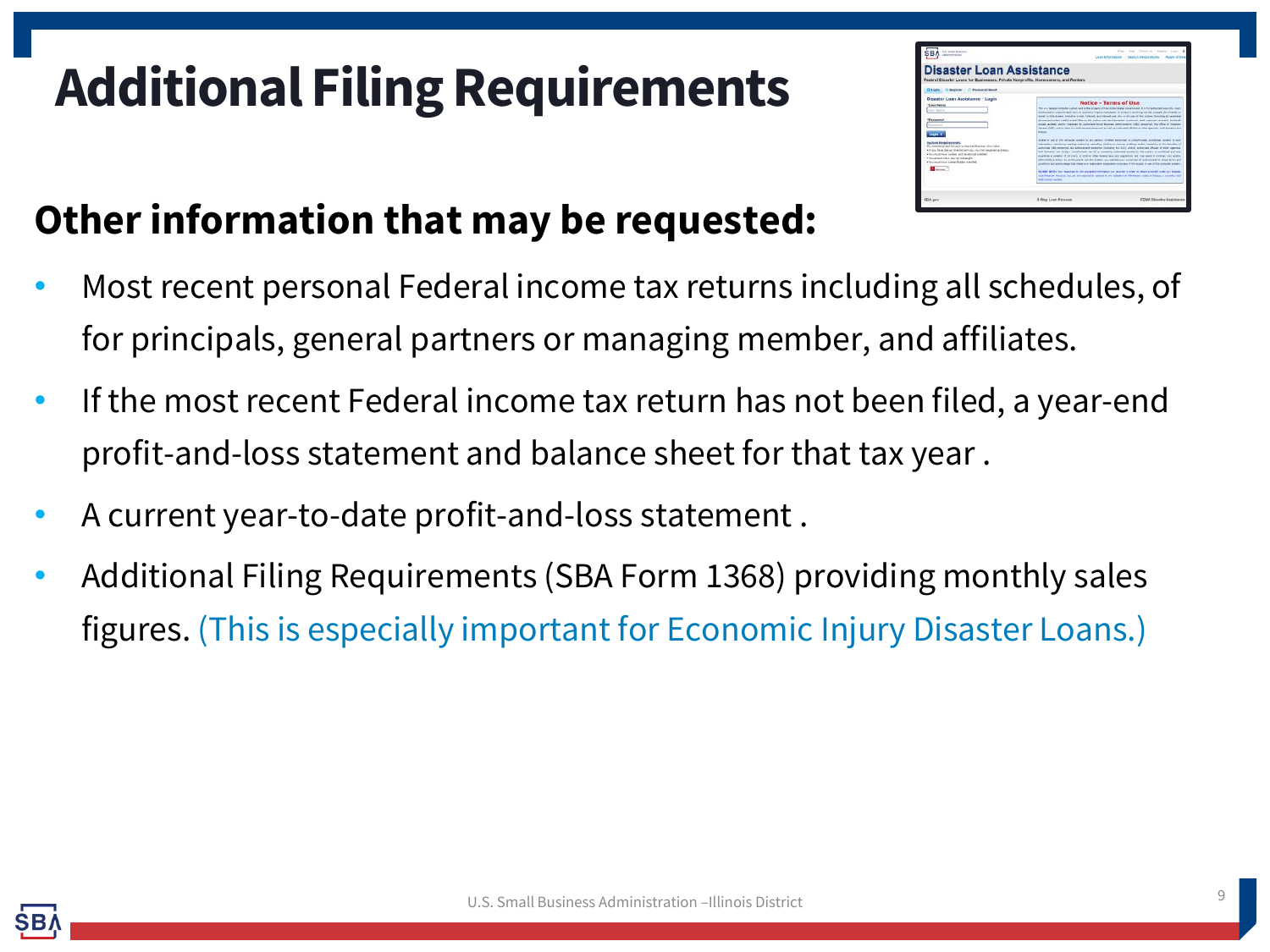# Additional Filing Requirements

## Other information that may be requested:

- Most recent personal Federal income tax returns including all schedules, of for principals, general partners or managing member, and affiliates.
- If the most recent Federal income tax return has not been filed, a year-end profit-and-loss statement and balance sheet for that tax year .
- A current year-to-date profit-and-loss statement .
- Additional Filing Requirements (SBA Form 1368) providing monthly sales figures. (This is especially important for Economic Injury Disaster Loans.)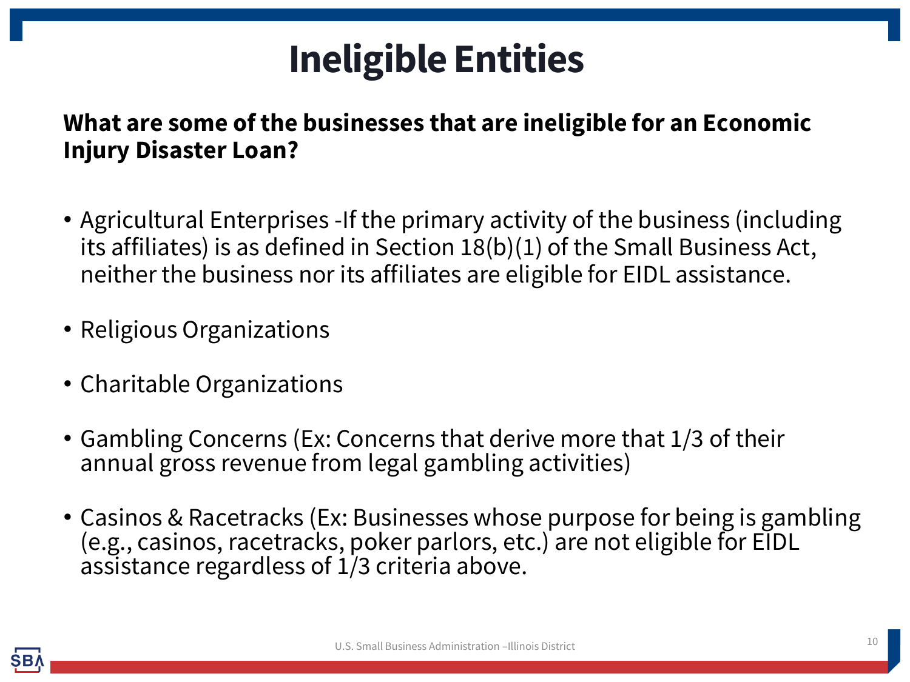# Ineligible Entities

**What are some of the businesses that are ineligible for an Economic Injury Disaster Loan?**

- Agricultural Enterprises -If the primary activity of the business (including its affiliates) is as defined in Section 18(b)(1) of the Small Business Act, neither the business nor its affiliates are eligible for EIDL assistance.
- Religious Organizations
- Charitable Organizations
- Gambling Concerns (Ex: Concerns that derive more that 1/3 of their annual gross revenue from legal gambling activities)
- Casinos & Racetracks (Ex: Businesses whose purpose for being is gambling (e.g., casinos, racetracks, poker parlors, etc.) are not eligible for EIDL assistance regardless of 1/3 criteria above.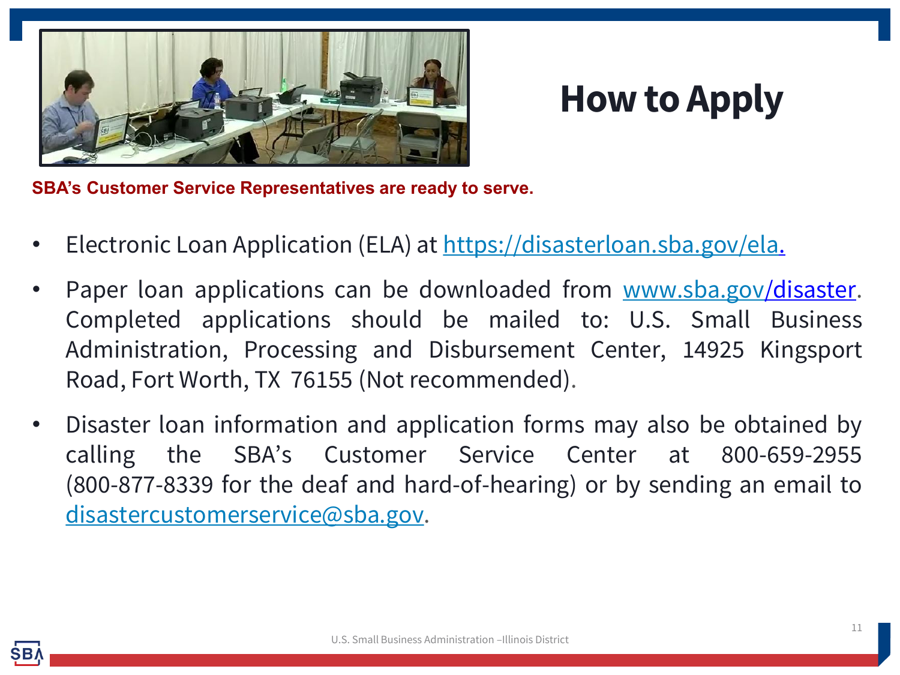# How to Apply

**SBA's Customer Service Representatives are ready to serve.**

- Electronic Loan Application (ELA) at https://disasterloan.sba.gov/ela.
- Paper loan applications can be downloaded from www.sba.gov/disaster. Completed applications should be mailed to: U.S. Small Business Administration, Processing and Disbursement Center, 14925 Kingsport Road, Fort Worth, TX 76155 (Not recommended).
- Disaster loan information and application forms may also be obtained by calling the SBA's Customer Service Center at 800-659-2955 (800-877-8339 for the deaf and hard-of-hearing) or by sending an email to disastercustomerservice@sba.gov.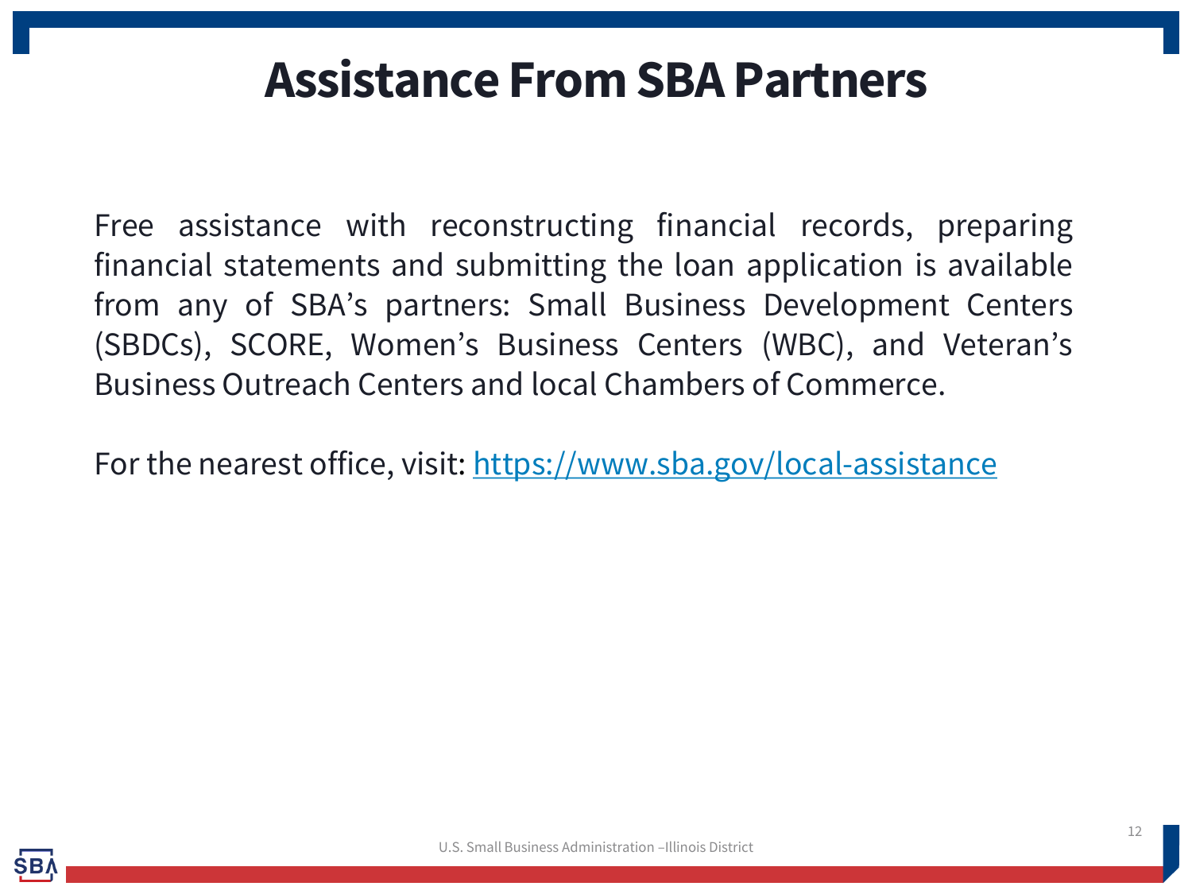# Assistance From SBA Partners

Free assistance with reconstructing financial records, preparing financial statements and submitting the loan application is available from any of SBA's partners: Small Business Development Centers (SBDCs), SCORE, Women's Business Centers (WBC), and Veteran's Business Outreach Centers and local Chambers of Commerce.

For the nearest office, visit: https://www.sba.gov/local-assistance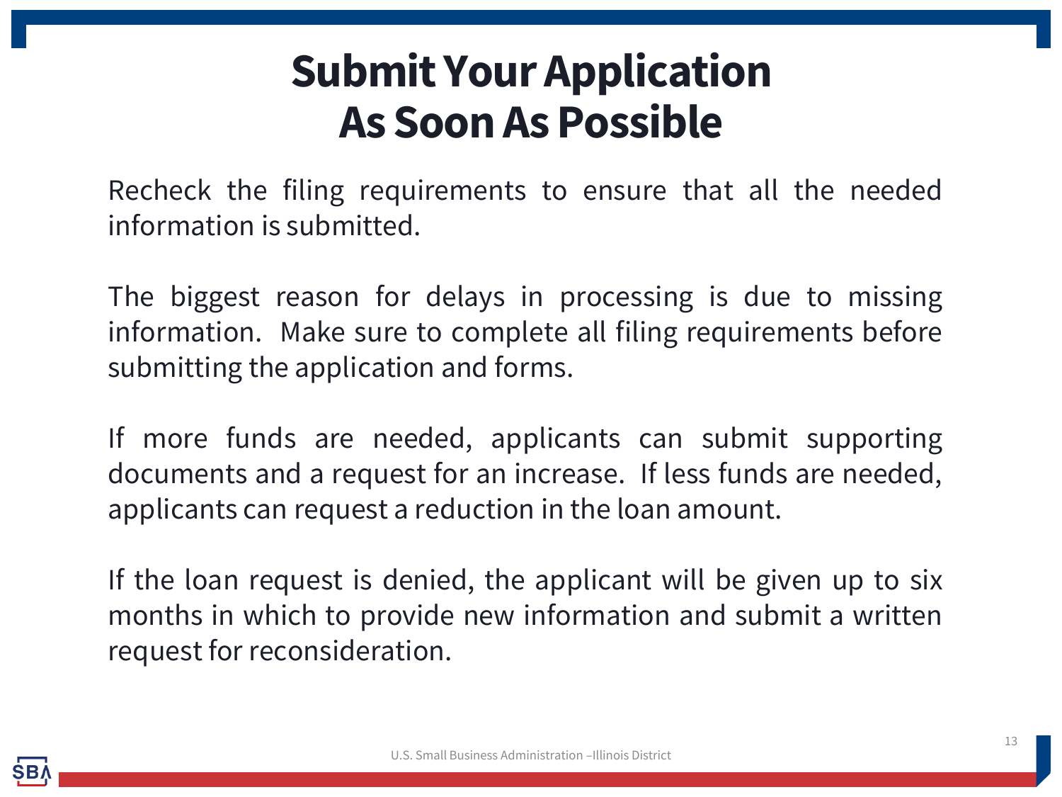# Submit Your Application As Soon As Possible

Recheck the filing requirements to ensure that all the needed information is submitted.

The biggest reason for delays in processing is due to missing information. Make sure to complete all filing requirements before submitting the application and forms.

If more funds are needed, applicants can submit supporting documents and a request for an increase. If less funds are needed, applicants can request a reduction in the loan amount.

If the loan request is denied, the applicant will be given up to six months in which to provide new information and submit a written request for reconsideration.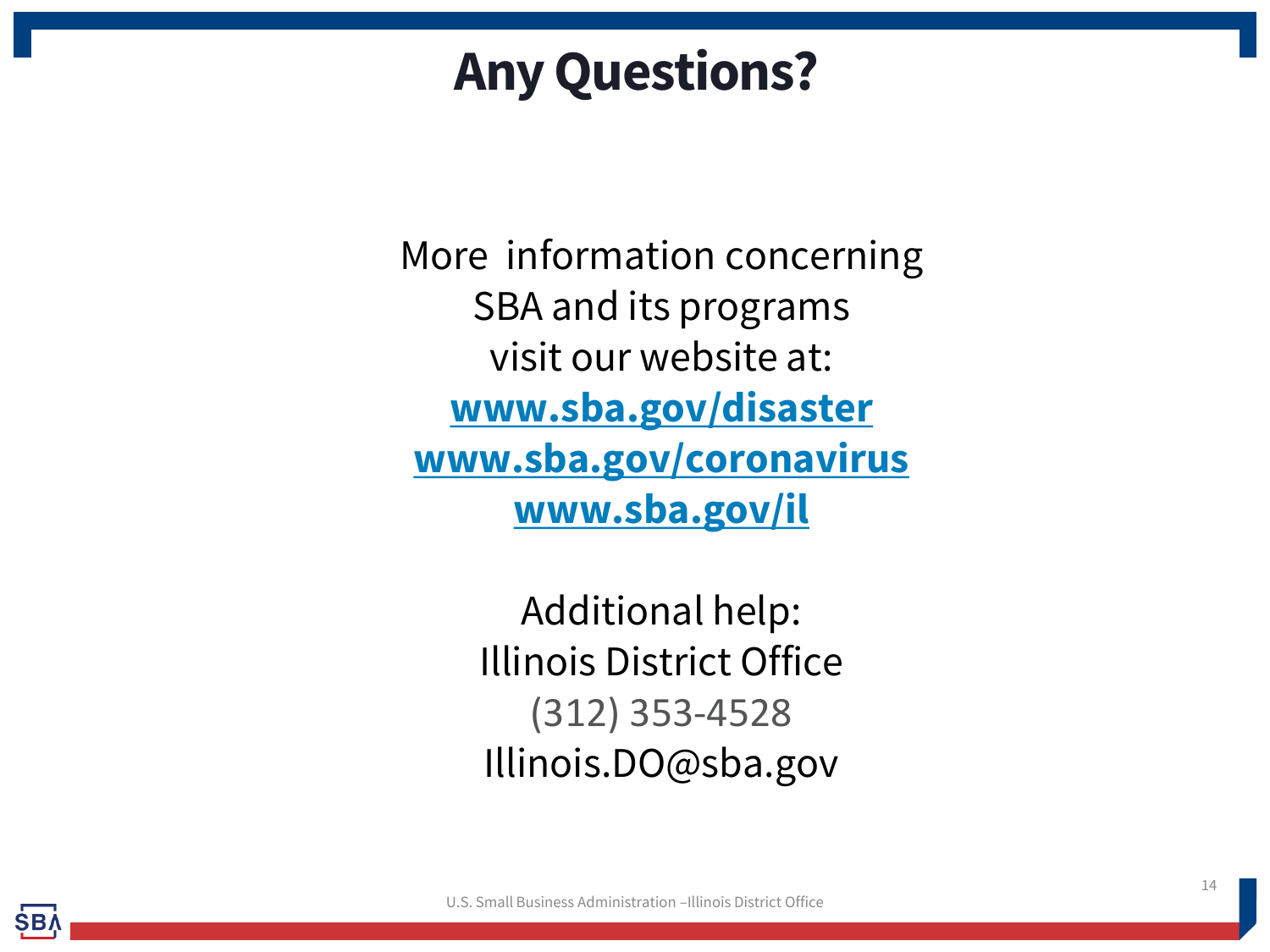# Any Questions?

More information concerning
SBA and its programs
visit our website at:
**[www.sba.gov/disaster](http://www.sba.gov/disaster)**
**[www.sba.gov/coronavirus](http://www.sba.gov/coronavirus)**
**[www.sba.gov/il](http://www.sba.gov/il)**

Additional help:
Illinois District Office
(312) 353-4528
Illinois.DO@sba.gov